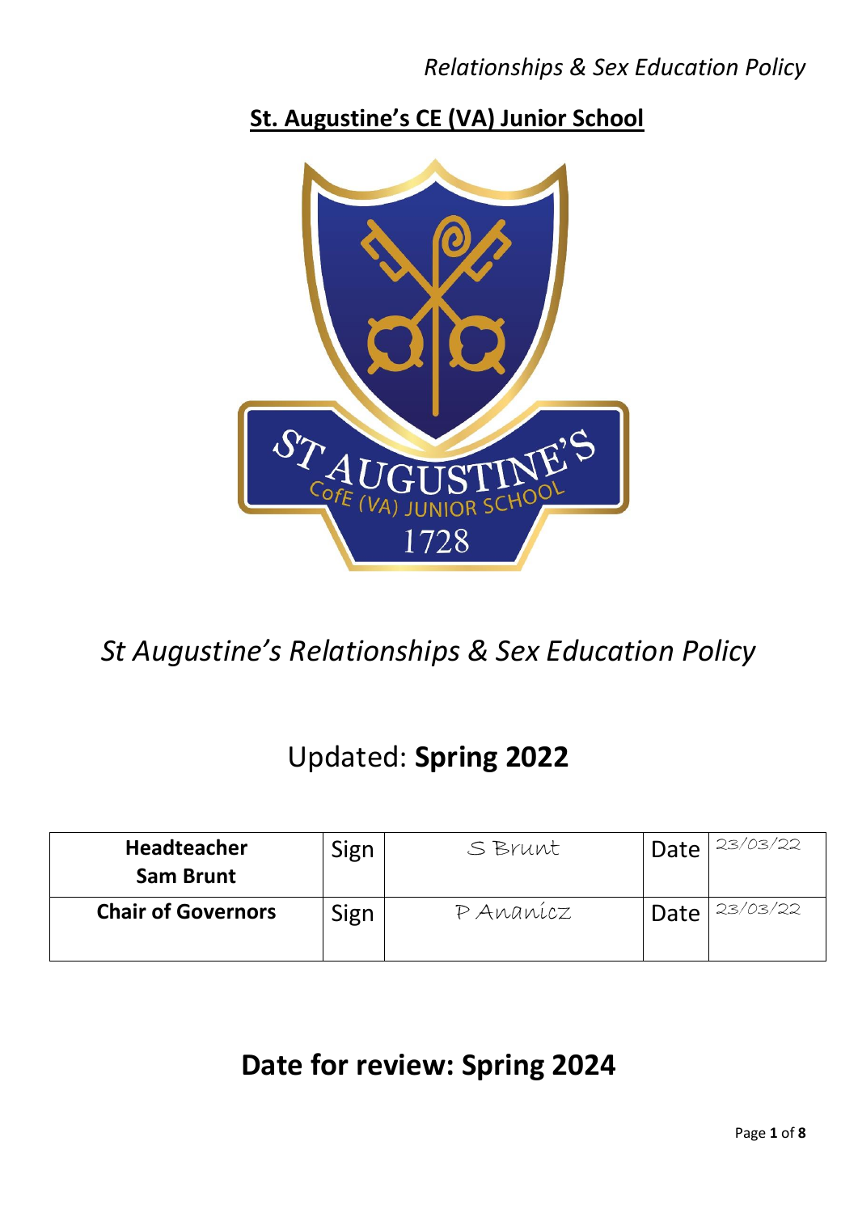## St. Augustine's CE (VA) Junior School

ST AUGUSTINE'S
CofE (VA) JUNIOR SCHOOL
1728

*St Augustine's Relationships & Sex Education Policy*

Updated: **Spring 2022**

| **Headteacher Sam Brunt** | Sign | S Brunt | Date | 23/03/22 |
| --- | --- | --- | --- | --- |
| **Chair of Governors** | Sign | P Ananicz | Date | 23/03/22 |

# Date for review: Spring 2024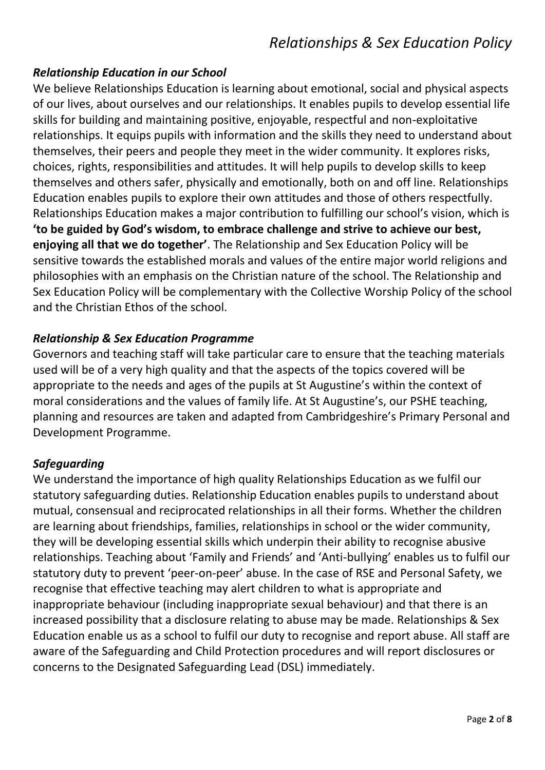### *Relationship Education in our School*

We believe Relationships Education is learning about emotional, social and physical aspects of our lives, about ourselves and our relationships. It enables pupils to develop essential life skills for building and maintaining positive, enjoyable, respectful and non-exploitative relationships. It equips pupils with information and the skills they need to understand about themselves, their peers and people they meet in the wider community. It explores risks, choices, rights, responsibilities and attitudes. It will help pupils to develop skills to keep themselves and others safer, physically and emotionally, both on and off line. Relationships Education enables pupils to explore their own attitudes and those of others respectfully. Relationships Education makes a major contribution to fulfilling our school's vision, which is **'to be guided by God's wisdom, to embrace challenge and strive to achieve our best, enjoying all that we do together'**. The Relationship and Sex Education Policy will be sensitive towards the established morals and values of the entire major world religions and philosophies with an emphasis on the Christian nature of the school. The Relationship and Sex Education Policy will be complementary with the Collective Worship Policy of the school and the Christian Ethos of the school.

### *Relationship & Sex Education Programme*

Governors and teaching staff will take particular care to ensure that the teaching materials used will be of a very high quality and that the aspects of the topics covered will be appropriate to the needs and ages of the pupils at St Augustine's within the context of moral considerations and the values of family life. At St Augustine's, our PSHE teaching, planning and resources are taken and adapted from Cambridgeshire's Primary Personal and Development Programme.

### *Safeguarding*

We understand the importance of high quality Relationships Education as we fulfil our statutory safeguarding duties. Relationship Education enables pupils to understand about mutual, consensual and reciprocated relationships in all their forms. Whether the children are learning about friendships, families, relationships in school or the wider community, they will be developing essential skills which underpin their ability to recognise abusive relationships. Teaching about 'Family and Friends' and 'Anti-bullying' enables us to fulfil our statutory duty to prevent 'peer-on-peer' abuse. In the case of RSE and Personal Safety, we recognise that effective teaching may alert children to what is appropriate and inappropriate behaviour (including inappropriate sexual behaviour) and that there is an increased possibility that a disclosure relating to abuse may be made. Relationships & Sex Education enable us as a school to fulfil our duty to recognise and report abuse. All staff are aware of the Safeguarding and Child Protection procedures and will report disclosures or concerns to the Designated Safeguarding Lead (DSL) immediately.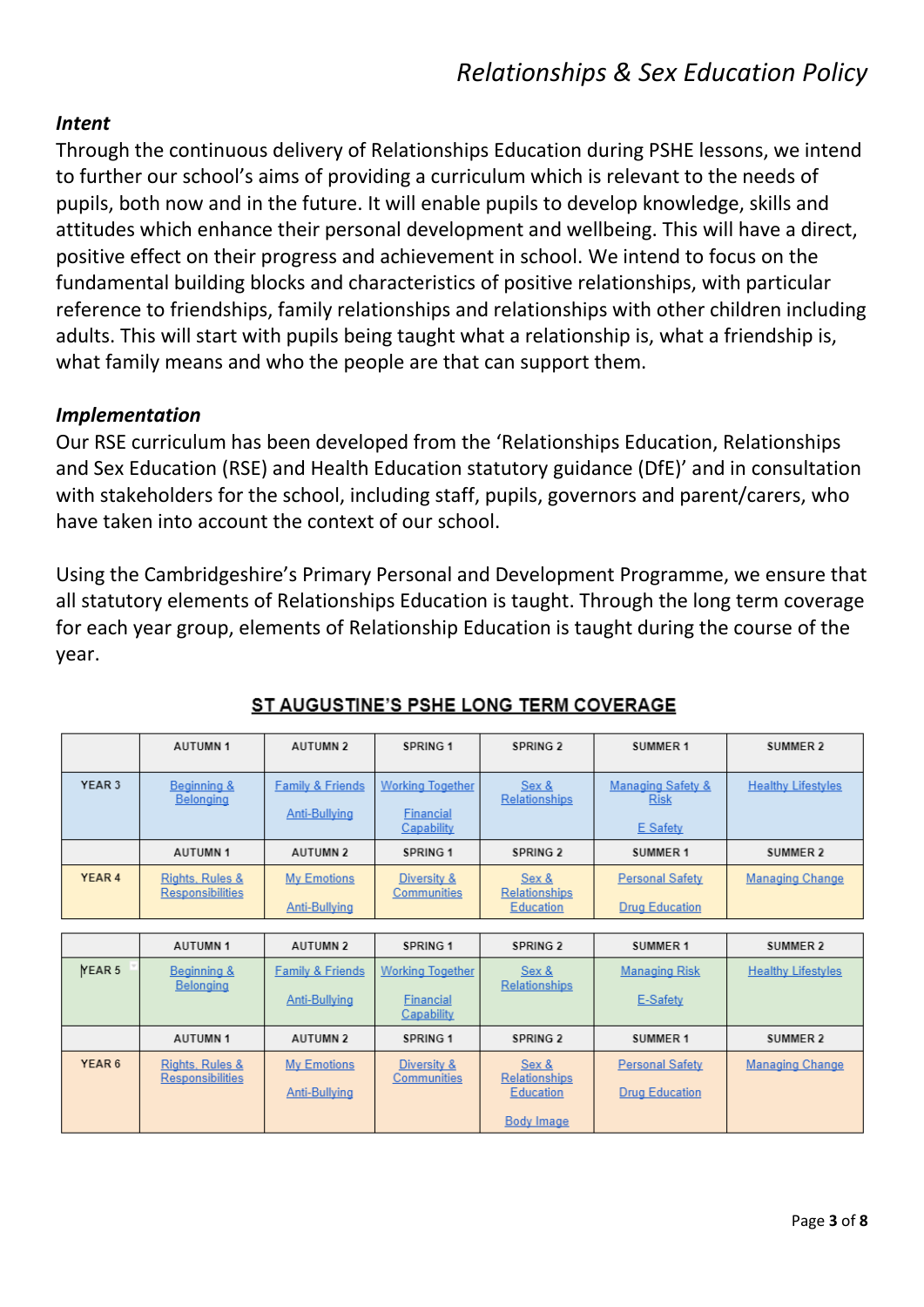# Relationships & Sex Education Policy

***Intent***

Through the continuous delivery of Relationships Education during PSHE lessons, we intend to further our school's aims of providing a curriculum which is relevant to the needs of pupils, both now and in the future. It will enable pupils to develop knowledge, skills and attitudes which enhance their personal development and wellbeing. This will have a direct, positive effect on their progress and achievement in school. We intend to focus on the fundamental building blocks and characteristics of positive relationships, with particular reference to friendships, family relationships and relationships with other children including adults. This will start with pupils being taught what a relationship is, what a friendship is, what family means and who the people are that can support them.

***Implementation***

Our RSE curriculum has been developed from the 'Relationships Education, Relationships and Sex Education (RSE) and Health Education statutory guidance (DfE)' and in consultation with stakeholders for the school, including staff, pupils, governors and parent/carers, who have taken into account the context of our school.

Using the Cambridgeshire's Primary Personal and Development Programme, we ensure that all statutory elements of Relationships Education is taught. Through the long term coverage for each year group, elements of Relationship Education is taught during the course of the year.

**ST AUGUSTINE'S PSHE LONG TERM COVERAGE**

| | AUTUMN 1 | AUTUMN 2 | SPRING 1 | SPRING 2 | SUMMER 1 | SUMMER 2 |
|---|---|---|---|---|---|---|
| YEAR 3 | Beginning & Belonging | Family & Friends<br>Anti-Bullying | Working Together<br>Financial Capability | Sex & Relationships | Managing Safety & Risk<br>E Safety | Healthy Lifestyles |
| | AUTUMN 1 | AUTUMN 2 | SPRING 1 | SPRING 2 | SUMMER 1 | SUMMER 2 |
| YEAR 4 | Rights, Rules & Responsibilities | My Emotions<br>Anti-Bullying | Diversity & Communities | Sex & Relationships Education | Personal Safety<br>Drug Education | Managing Change |

| | AUTUMN 1 | AUTUMN 2 | SPRING 1 | SPRING 2 | SUMMER 1 | SUMMER 2 |
|---|---|---|---|---|---|---|
| YEAR 5 | Beginning & Belonging | Family & Friends<br>Anti-Bullying | Working Together<br>Financial Capability | Sex & Relationships | Managing Risk<br>E-Safety | Healthy Lifestyles |
| | AUTUMN 1 | AUTUMN 2 | SPRING 1 | SPRING 2 | SUMMER 1 | SUMMER 2 |
| YEAR 6 | Rights, Rules & Responsibilities | My Emotions<br>Anti-Bullying | Diversity & Communities | Sex & Relationships Education<br>Body Image | Personal Safety<br>Drug Education | Managing Change |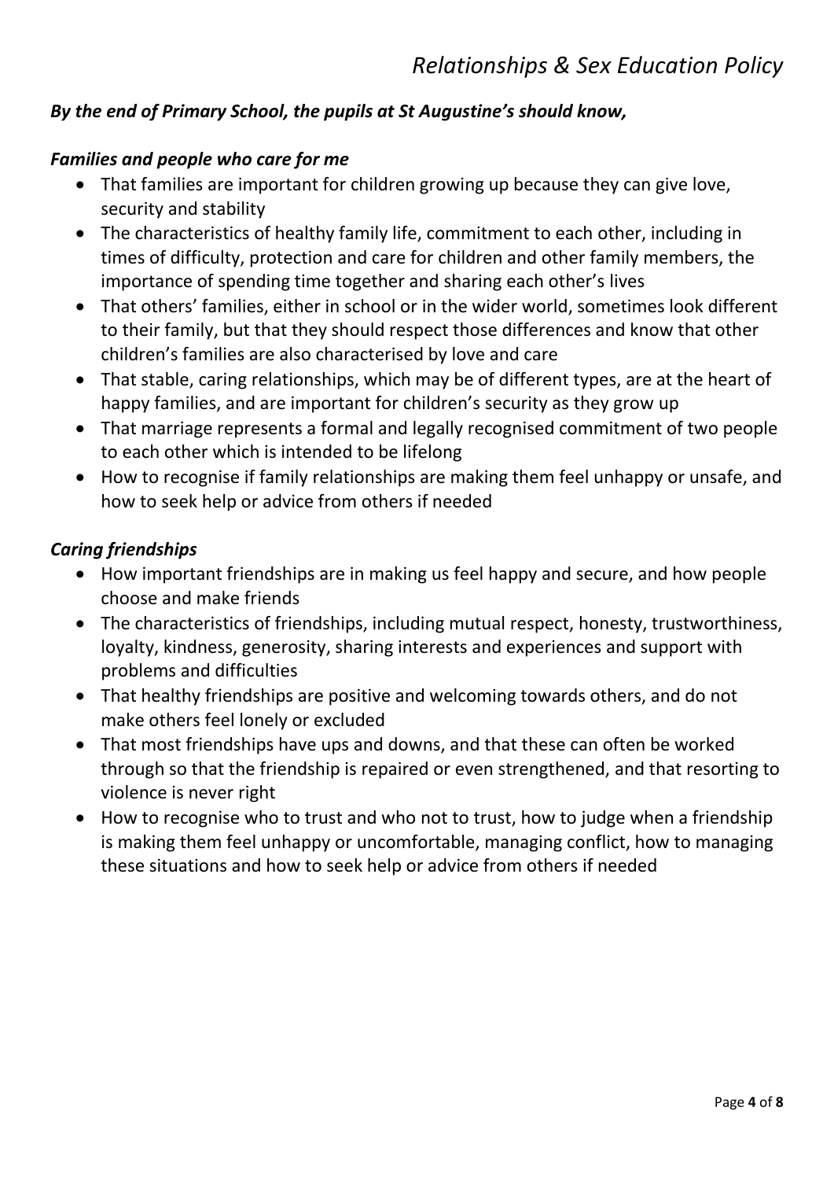***By the end of Primary School, the pupils at St Augustine's should know,***

***Families and people who care for me***

- That families are important for children growing up because they can give love, security and stability
- The characteristics of healthy family life, commitment to each other, including in times of difficulty, protection and care for children and other family members, the importance of spending time together and sharing each other's lives
- That others' families, either in school or in the wider world, sometimes look different to their family, but that they should respect those differences and know that other children's families are also characterised by love and care
- That stable, caring relationships, which may be of different types, are at the heart of happy families, and are important for children's security as they grow up
- That marriage represents a formal and legally recognised commitment of two people to each other which is intended to be lifelong
- How to recognise if family relationships are making them feel unhappy or unsafe, and how to seek help or advice from others if needed

***Caring friendships***

- How important friendships are in making us feel happy and secure, and how people choose and make friends
- The characteristics of friendships, including mutual respect, honesty, trustworthiness, loyalty, kindness, generosity, sharing interests and experiences and support with problems and difficulties
- That healthy friendships are positive and welcoming towards others, and do not make others feel lonely or excluded
- That most friendships have ups and downs, and that these can often be worked through so that the friendship is repaired or even strengthened, and that resorting to violence is never right
- How to recognise who to trust and who not to trust, how to judge when a friendship is making them feel unhappy or uncomfortable, managing conflict, how to managing these situations and how to seek help or advice from others if needed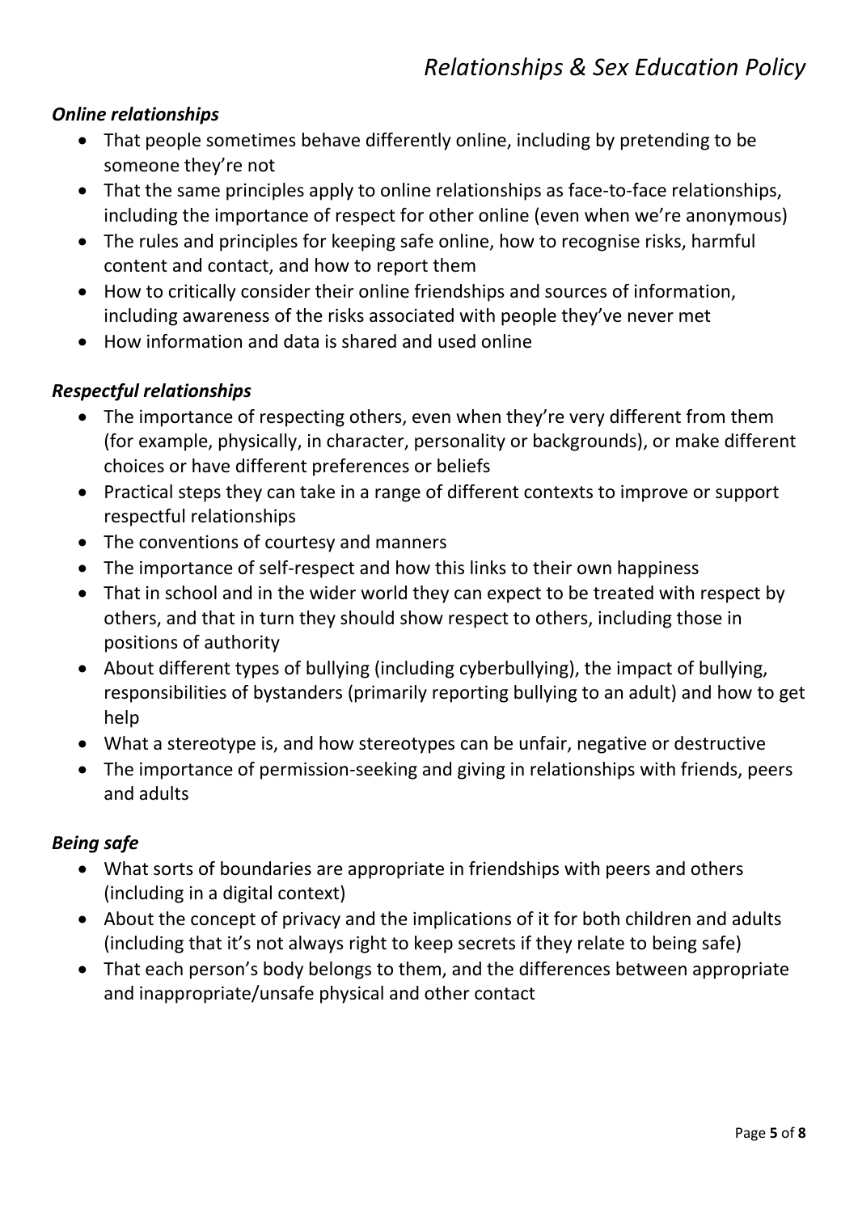### *Online relationships*

- That people sometimes behave differently online, including by pretending to be someone they're not
- That the same principles apply to online relationships as face-to-face relationships, including the importance of respect for other online (even when we're anonymous)
- The rules and principles for keeping safe online, how to recognise risks, harmful content and contact, and how to report them
- How to critically consider their online friendships and sources of information, including awareness of the risks associated with people they've never met
- How information and data is shared and used online

### *Respectful relationships*

- The importance of respecting others, even when they're very different from them (for example, physically, in character, personality or backgrounds), or make different choices or have different preferences or beliefs
- Practical steps they can take in a range of different contexts to improve or support respectful relationships
- The conventions of courtesy and manners
- The importance of self-respect and how this links to their own happiness
- That in school and in the wider world they can expect to be treated with respect by others, and that in turn they should show respect to others, including those in positions of authority
- About different types of bullying (including cyberbullying), the impact of bullying, responsibilities of bystanders (primarily reporting bullying to an adult) and how to get help
- What a stereotype is, and how stereotypes can be unfair, negative or destructive
- The importance of permission-seeking and giving in relationships with friends, peers and adults

### *Being safe*

- What sorts of boundaries are appropriate in friendships with peers and others (including in a digital context)
- About the concept of privacy and the implications of it for both children and adults (including that it's not always right to keep secrets if they relate to being safe)
- That each person's body belongs to them, and the differences between appropriate and inappropriate/unsafe physical and other contact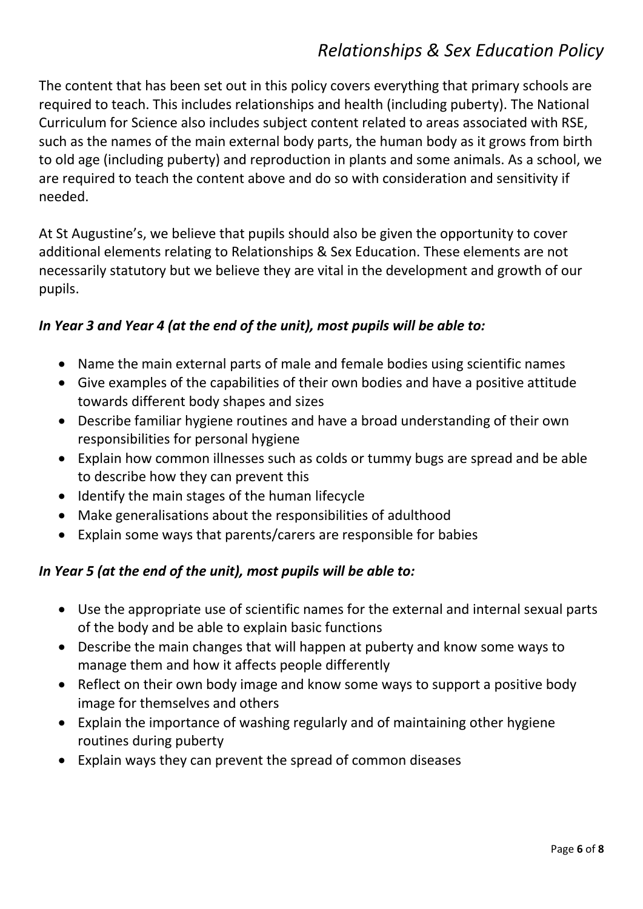The content that has been set out in this policy covers everything that primary schools are required to teach. This includes relationships and health (including puberty). The National Curriculum for Science also includes subject content related to areas associated with RSE, such as the names of the main external body parts, the human body as it grows from birth to old age (including puberty) and reproduction in plants and some animals. As a school, we are required to teach the content above and do so with consideration and sensitivity if needed.

At St Augustine's, we believe that pupils should also be given the opportunity to cover additional elements relating to Relationships & Sex Education. These elements are not necessarily statutory but we believe they are vital in the development and growth of our pupils.

***In Year 3 and Year 4 (at the end of the unit), most pupils will be able to:***

- Name the main external parts of male and female bodies using scientific names
- Give examples of the capabilities of their own bodies and have a positive attitude towards different body shapes and sizes
- Describe familiar hygiene routines and have a broad understanding of their own responsibilities for personal hygiene
- Explain how common illnesses such as colds or tummy bugs are spread and be able to describe how they can prevent this
- Identify the main stages of the human lifecycle
- Make generalisations about the responsibilities of adulthood
- Explain some ways that parents/carers are responsible for babies

***In Year 5 (at the end of the unit), most pupils will be able to:***

- Use the appropriate use of scientific names for the external and internal sexual parts of the body and be able to explain basic functions
- Describe the main changes that will happen at puberty and know some ways to manage them and how it affects people differently
- Reflect on their own body image and know some ways to support a positive body image for themselves and others
- Explain the importance of washing regularly and of maintaining other hygiene routines during puberty
- Explain ways they can prevent the spread of common diseases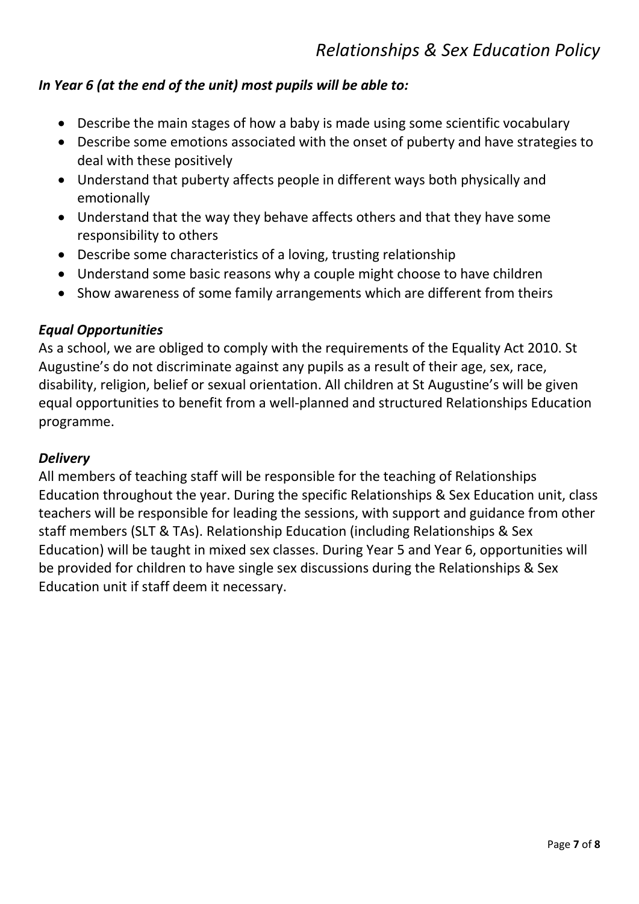***In Year 6 (at the end of the unit) most pupils will be able to:***

- Describe the main stages of how a baby is made using some scientific vocabulary
- Describe some emotions associated with the onset of puberty and have strategies to deal with these positively
- Understand that puberty affects people in different ways both physically and emotionally
- Understand that the way they behave affects others and that they have some responsibility to others
- Describe some characteristics of a loving, trusting relationship
- Understand some basic reasons why a couple might choose to have children
- Show awareness of some family arrangements which are different from theirs

***Equal Opportunities***

As a school, we are obliged to comply with the requirements of the Equality Act 2010. St Augustine's do not discriminate against any pupils as a result of their age, sex, race, disability, religion, belief or sexual orientation. All children at St Augustine's will be given equal opportunities to benefit from a well-planned and structured Relationships Education programme.

***Delivery***

All members of teaching staff will be responsible for the teaching of Relationships Education throughout the year. During the specific Relationships & Sex Education unit, class teachers will be responsible for leading the sessions, with support and guidance from other staff members (SLT & TAs). Relationship Education (including Relationships & Sex Education) will be taught in mixed sex classes. During Year 5 and Year 6, opportunities will be provided for children to have single sex discussions during the Relationships & Sex Education unit if staff deem it necessary.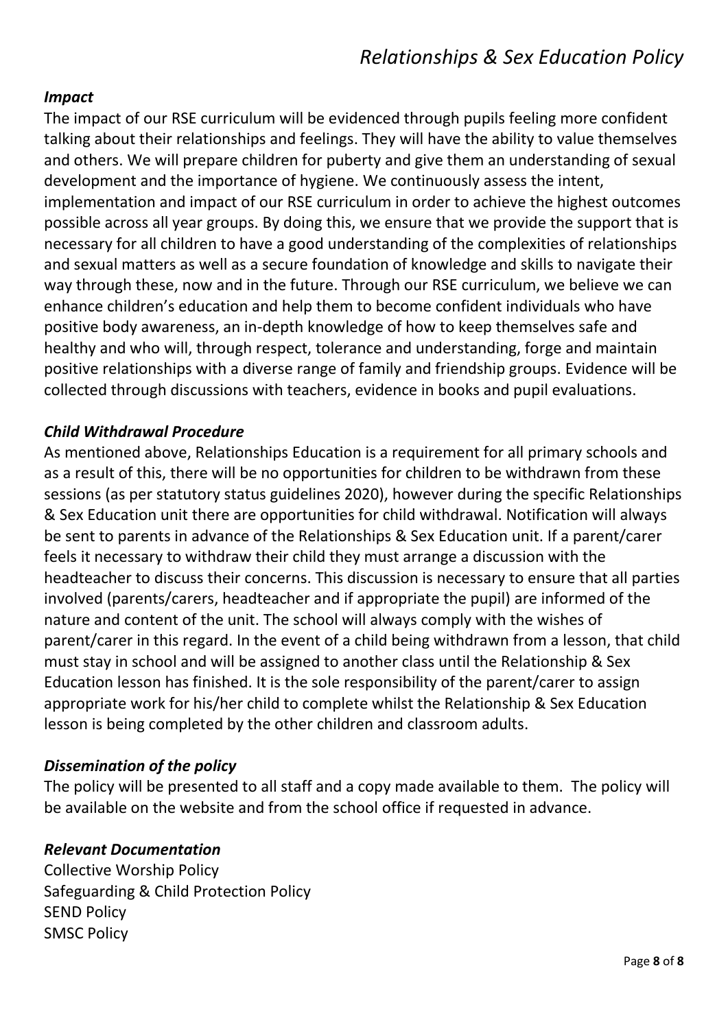### *Impact*

The impact of our RSE curriculum will be evidenced through pupils feeling more confident talking about their relationships and feelings. They will have the ability to value themselves and others. We will prepare children for puberty and give them an understanding of sexual development and the importance of hygiene. We continuously assess the intent, implementation and impact of our RSE curriculum in order to achieve the highest outcomes possible across all year groups. By doing this, we ensure that we provide the support that is necessary for all children to have a good understanding of the complexities of relationships and sexual matters as well as a secure foundation of knowledge and skills to navigate their way through these, now and in the future. Through our RSE curriculum, we believe we can enhance children's education and help them to become confident individuals who have positive body awareness, an in-depth knowledge of how to keep themselves safe and healthy and who will, through respect, tolerance and understanding, forge and maintain positive relationships with a diverse range of family and friendship groups. Evidence will be collected through discussions with teachers, evidence in books and pupil evaluations.

### *Child Withdrawal Procedure*

As mentioned above, Relationships Education is a requirement for all primary schools and as a result of this, there will be no opportunities for children to be withdrawn from these sessions (as per statutory status guidelines 2020), however during the specific Relationships & Sex Education unit there are opportunities for child withdrawal. Notification will always be sent to parents in advance of the Relationships & Sex Education unit. If a parent/carer feels it necessary to withdraw their child they must arrange a discussion with the headteacher to discuss their concerns. This discussion is necessary to ensure that all parties involved (parents/carers, headteacher and if appropriate the pupil) are informed of the nature and content of the unit. The school will always comply with the wishes of parent/carer in this regard. In the event of a child being withdrawn from a lesson, that child must stay in school and will be assigned to another class until the Relationship & Sex Education lesson has finished. It is the sole responsibility of the parent/carer to assign appropriate work for his/her child to complete whilst the Relationship & Sex Education lesson is being completed by the other children and classroom adults.

### *Dissemination of the policy*

The policy will be presented to all staff and a copy made available to them. The policy will be available on the website and from the school office if requested in advance.

### *Relevant Documentation*

Collective Worship Policy
Safeguarding & Child Protection Policy
SEND Policy
SMSC Policy